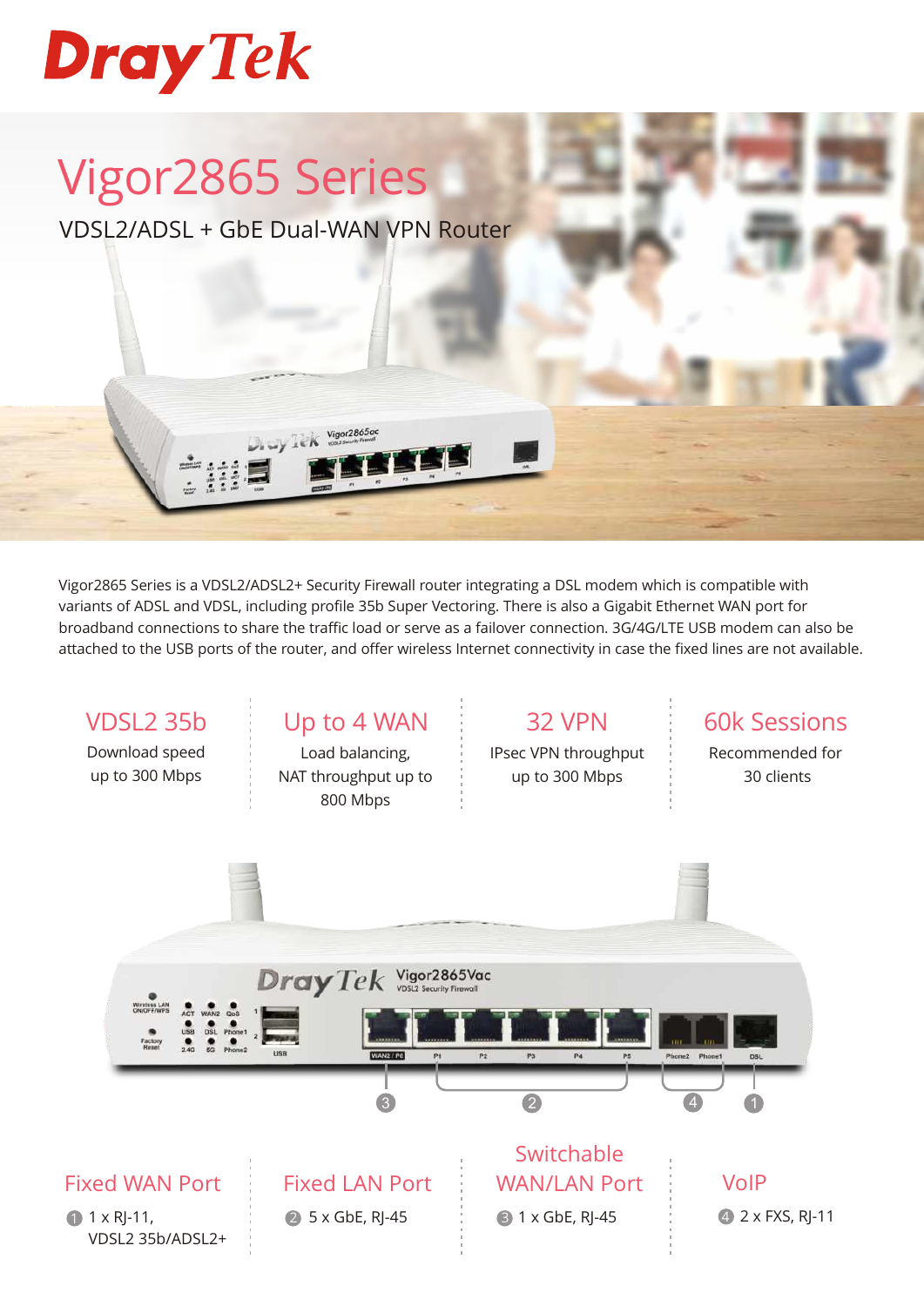# DrayTek

# Vigor2865 Series

## VDSL2/ADSL + GbE Dual-WAN VPN Router

Vigor2865 Series is a VDSL2/ADSL2+ Security Firewall router integrating a DSL modem which is compatible with variants of ADSL and VDSL, including profile 35b Super Vectoring. There is also a Gigabit Ethernet WAN port for broadband connections to share the traffic load or serve as a failover connection. 3G/4G/LTE USB modem can also be attached to the USB ports of the router, and offer wireless Internet connectivity in case the fixed lines are not available.

### VDSL2 35b

Download speed up to 300 Mbps

### Up to 4 WAN

Load balancing, NAT throughput up to 800 Mbps

### 32 VPN

IPsec VPN throughput up to 300 Mbps

### 60k Sessions

Recommended for 30 clients

### Fixed WAN Port

1. 1 x RJ-11, VDSL2 35b/ADSL2+

### Fixed LAN Port

2. 5 x GbE, RJ-45

### Switchable WAN/LAN Port

3. 1 x GbE, RJ-45

### VoIP

4. 2 x FXS, RJ-11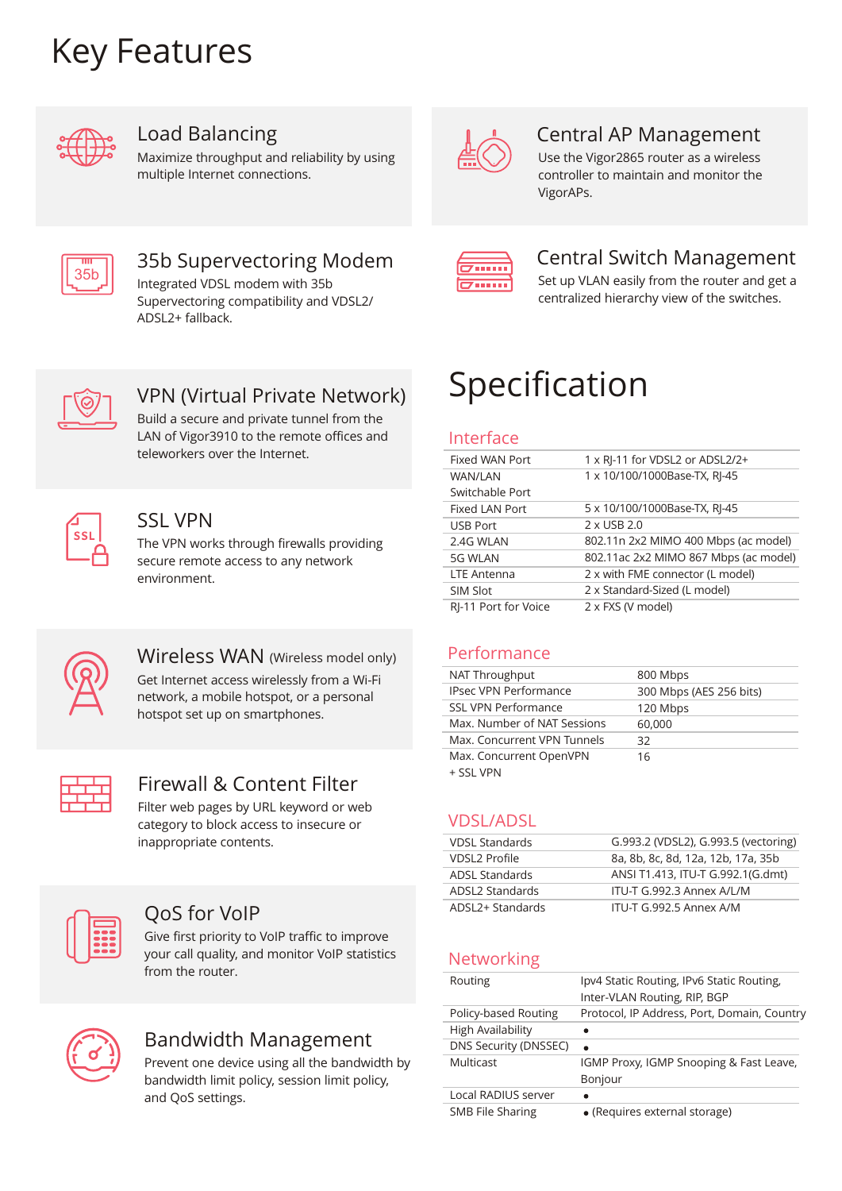# Key Features

### Load Balancing

Maximize throughput and reliability by using multiple Internet connections.

### 35b Supervectoring Modem

Integrated VDSL modem with 35b Supervectoring compatibility and VDSL2/ ADSL2+ fallback.

### VPN (Virtual Private Network)

Build a secure and private tunnel from the LAN of Vigor3910 to the remote offices and teleworkers over the Internet.

### SSL VPN

The VPN works through firewalls providing secure remote access to any network environment.

### Wireless WAN (Wireless model only)

Get Internet access wirelessly from a Wi-Fi network, a mobile hotspot, or a personal hotspot set up on smartphones.

### Firewall & Content Filter

Filter web pages by URL keyword or web category to block access to insecure or inappropriate contents.

### QoS for VoIP

Give first priority to VoIP traffic to improve your call quality, and monitor VoIP statistics from the router.

### Bandwidth Management

Prevent one device using all the bandwidth by bandwidth limit policy, session limit policy, and QoS settings.

### Central AP Management

Use the Vigor2865 router as a wireless controller to maintain and monitor the VigorAPs.

### Central Switch Management

Set up VLAN easily from the router and get a centralized hierarchy view of the switches.

# Specification

## Interface

| | |
|---|---|
| Fixed WAN Port | 1 x RJ-11 for VDSL2 or ADSL2/2+ |
| WAN/LAN Switchable Port | 1 x 10/100/1000Base-TX, RJ-45 |
| Fixed LAN Port | 5 x 10/100/1000Base-TX, RJ-45 |
| USB Port | 2 x USB 2.0 |
| 2.4G WLAN | 802.11n 2x2 MIMO 400 Mbps (ac model) |
| 5G WLAN | 802.11ac 2x2 MIMO 867 Mbps (ac model) |
| LTE Antenna | 2 x with FME connector (L model) |
| SIM Slot | 2 x Standard-Sized (L model) |
| RJ-11 Port for Voice | 2 x FXS (V model) |

## Performance

| | |
|---|---|
| NAT Throughput | 800 Mbps |
| IPsec VPN Performance | 300 Mbps (AES 256 bits) |
| SSL VPN Performance | 120 Mbps |
| Max. Number of NAT Sessions | 60,000 |
| Max. Concurrent VPN Tunnels | 32 |
| Max. Concurrent OpenVPN + SSL VPN | 16 |

## VDSL/ADSL

| | |
|---|---|
| VDSL Standards | G.993.2 (VDSL2), G.993.5 (vectoring) |
| VDSL2 Profile | 8a, 8b, 8c, 8d, 12a, 12b, 17a, 35b |
| ADSL Standards | ANSI T1.413, ITU-T G.992.1(G.dmt) |
| ADSL2 Standards | ITU-T G.992.3 Annex A/L/M |
| ADSL2+ Standards | ITU-T G.992.5 Annex A/M |

## Networking

| | |
|---|---|
| Routing | Ipv4 Static Routing, IPv6 Static Routing, Inter-VLAN Routing, RIP, BGP |
| Policy-based Routing | Protocol, IP Address, Port, Domain, Country |
| High Availability | • |
| DNS Security (DNSSEC) | • |
| Multicast | IGMP Proxy, IGMP Snooping & Fast Leave, Bonjour |
| Local RADIUS server | • |
| SMB File Sharing | • (Requires external storage) |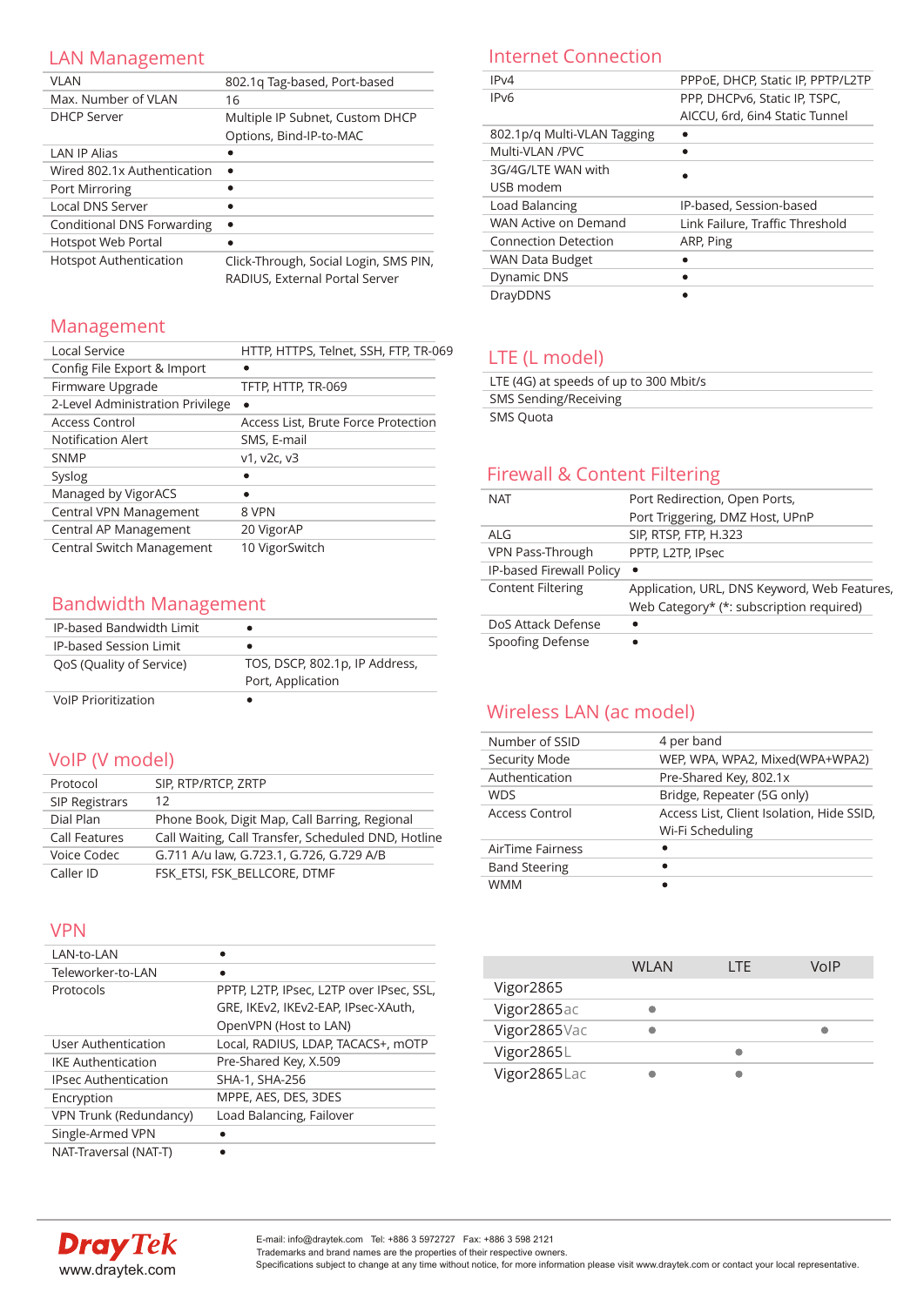## LAN Management

| | |
|---|---|
| VLAN | 802.1q Tag-based, Port-based |
| Max. Number of VLAN | 16 |
| DHCP Server | Multiple IP Subnet, Custom DHCP Options, Bind-IP-to-MAC |
| LAN IP Alias | • |
| Wired 802.1x Authentication | • |
| Port Mirroring | • |
| Local DNS Server | • |
| Conditional DNS Forwarding | • |
| Hotspot Web Portal | • |
| Hotspot Authentication | Click-Through, Social Login, SMS PIN, RADIUS, External Portal Server |

## Management

| | |
|---|---|
| Local Service | HTTP, HTTPS, Telnet, SSH, FTP, TR-069 |
| Config File Export & Import | • |
| Firmware Upgrade | TFTP, HTTP, TR-069 |
| 2-Level Administration Privilege | • |
| Access Control | Access List, Brute Force Protection |
| Notification Alert | SMS, E-mail |
| SNMP | v1, v2c, v3 |
| Syslog | • |
| Managed by VigorACS | • |
| Central VPN Management | 8 VPN |
| Central AP Management | 20 VigorAP |
| Central Switch Management | 10 VigorSwitch |

## Bandwidth Management

| | |
|---|---|
| IP-based Bandwidth Limit | • |
| IP-based Session Limit | • |
| QoS (Quality of Service) | TOS, DSCP, 802.1p, IP Address, Port, Application |
| VoIP Prioritization | • |

## VoIP (V model)

| | |
|---|---|
| Protocol | SIP, RTP/RTCP, ZRTP |
| SIP Registrars | 12 |
| Dial Plan | Phone Book, Digit Map, Call Barring, Regional |
| Call Features | Call Waiting, Call Transfer, Scheduled DND, Hotline |
| Voice Codec | G.711 A/u law, G.723.1, G.726, G.729 A/B |
| Caller ID | FSK_ETSI, FSK_BELLCORE, DTMF |

## VPN

| | |
|---|---|
| LAN-to-LAN | • |
| Teleworker-to-LAN | • |
| Protocols | PPTP, L2TP, IPsec, L2TP over IPsec, SSL, GRE, IKEv2, IKEv2-EAP, IPsec-XAuth, OpenVPN (Host to LAN) |
| User Authentication | Local, RADIUS, LDAP, TACACS+, mOTP |
| IKE Authentication | Pre-Shared Key, X.509 |
| IPsec Authentication | SHA-1, SHA-256 |
| Encryption | MPPE, AES, DES, 3DES |
| VPN Trunk (Redundancy) | Load Balancing, Failover |
| Single-Armed VPN | • |
| NAT-Traversal (NAT-T) | • |

## Internet Connection

| | |
|---|---|
| IPv4 | PPPoE, DHCP, Static IP, PPTP/L2TP |
| IPv6 | PPP, DHCPv6, Static IP, TSPC, AICCU, 6rd, 6in4 Static Tunnel |
| 802.1p/q Multi-VLAN Tagging | • |
| Multi-VLAN /PVC | • |
| 3G/4G/LTE WAN with USB modem | • |
| Load Balancing | IP-based, Session-based |
| WAN Active on Demand | Link Failure, Traffic Threshold |
| Connection Detection | ARP, Ping |
| WAN Data Budget | • |
| Dynamic DNS | • |
| DrayDDNS | • |

## LTE (L model)

| |
|---|
| LTE (4G) at speeds of up to 300 Mbit/s |
| SMS Sending/Receiving |
| SMS Quota |

## Firewall & Content Filtering

| | |
|---|---|
| NAT | Port Redirection, Open Ports, Port Triggering, DMZ Host, UPnP |
| ALG | SIP, RTSP, FTP, H.323 |
| VPN Pass-Through | PPTP, L2TP, IPsec |
| IP-based Firewall Policy | • |
| Content Filtering | Application, URL, DNS Keyword, Web Features, Web Category* (*: subscription required) |
| DoS Attack Defense | • |
| Spoofing Defense | • |

## Wireless LAN (ac model)

| | |
|---|---|
| Number of SSID | 4 per band |
| Security Mode | WEP, WPA, WPA2, Mixed(WPA+WPA2) |
| Authentication | Pre-Shared Key, 802.1x |
| WDS | Bridge, Repeater (5G only) |
| Access Control | Access List, Client Isolation, Hide SSID, Wi-Fi Scheduling |
| AirTime Fairness | • |
| Band Steering | • |
| WMM | • |

| | WLAN | LTE | VoIP |
|---|---|---|---|
| Vigor2865 | | | |
| Vigor2865ac | • | | |
| Vigor2865Vac | • | | • |
| Vigor2865L | | • | |
| Vigor2865Lac | • | • | |

DrayTek
www.draytek.com

E-mail: info@draytek.com Tel: +886 3 5972727 Fax: +886 3 598 2121
Trademarks and brand names are the properties of their respective owners.
Specifications subject to change at any time without notice, for more information please visit www.draytek.com or contact your local representative.